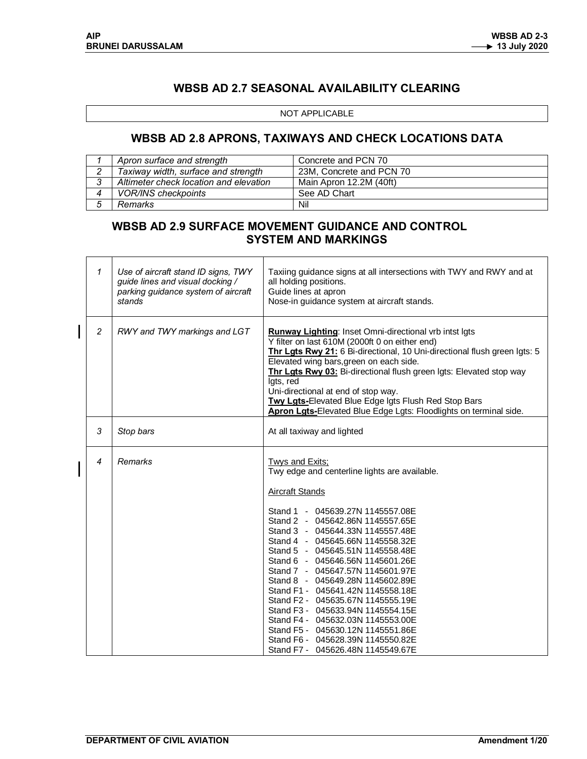## WBSB AD 2.7 SEASONAL AVAILABILITY CLEARING

NOT APPLICABLE

## WBSB AD 2.8 APRONS, TAXIWAYS AND CHECK LOCATIONS DATA

| | | |
|---|---|---|
| *1* | *Apron surface and strength* | Concrete and PCN 70 |
| *2* | *Taxiway width, surface and strength* | 23M, Concrete and PCN 70 |
| *3* | *Altimeter check location and elevation* | Main Apron 12.2M (40ft) |
| *4* | *VOR/INS checkpoints* | See AD Chart |
| *5* | *Remarks* | Nil |

## WBSB AD 2.9 SURFACE MOVEMENT GUIDANCE AND CONTROL SYSTEM AND MARKINGS

| | | |
|---|---|---|
| *1* | *Use of aircraft stand ID signs, TWY guide lines and visual docking / parking guidance system of aircraft stands* | Taxiing guidance signs at all intersections with TWY and RWY and at all holding positions.<br>Guide lines at apron<br>Nose-in guidance system at aircraft stands. |
| *2* | *RWY and TWY markings and LGT* | **Runway Lighting**: Inset Omni-directional vrb intst lgts<br>Y filter on last 610M (2000ft 0 on either end)<br>**Thr Lgts Rwy 21:** 6 Bi-directional, 10 Uni-directional flush green lgts: 5 Elevated wing bars,green on each side.<br>**Thr Lgts Rwy 03:** Bi-directional flush green lgts: Elevated stop way lgts, red<br>Uni-directional at end of stop way.<br>**Twy Lgts-**Elevated Blue Edge lgts Flush Red Stop Bars<br>**Apron Lgts-**Elevated Blue Edge Lgts: Floodlights on terminal side. |
| *3* | *Stop bars* | At all taxiway and lighted |
| *4* | *Remarks* | Twys and Exits;<br>Twy edge and centerline lights are available.<br><br>Aircraft Stands<br><br>Stand 1 - 045639.27N 1145557.08E<br>Stand 2 - 045642.86N 1145557.65E<br>Stand 3 - 045644.33N 1145557.48E<br>Stand 4 - 045645.66N 1145558.32E<br>Stand 5 - 045645.51N 1145558.48E<br>Stand 6 - 045646.56N 1145601.26E<br>Stand 7 - 045647.57N 1145601.97E<br>Stand 8 - 045649.28N 1145602.89E<br>Stand F1 - 045641.42N 1145558.18E<br>Stand F2 - 045635.67N 1145555.19E<br>Stand F3 - 045633.94N 1145554.15E<br>Stand F4 - 045632.03N 1145553.00E<br>Stand F5 - 045630.12N 1145551.86E<br>Stand F6 - 045628.39N 1145550.82E<br>Stand F7 - 045626.48N 1145549.67E |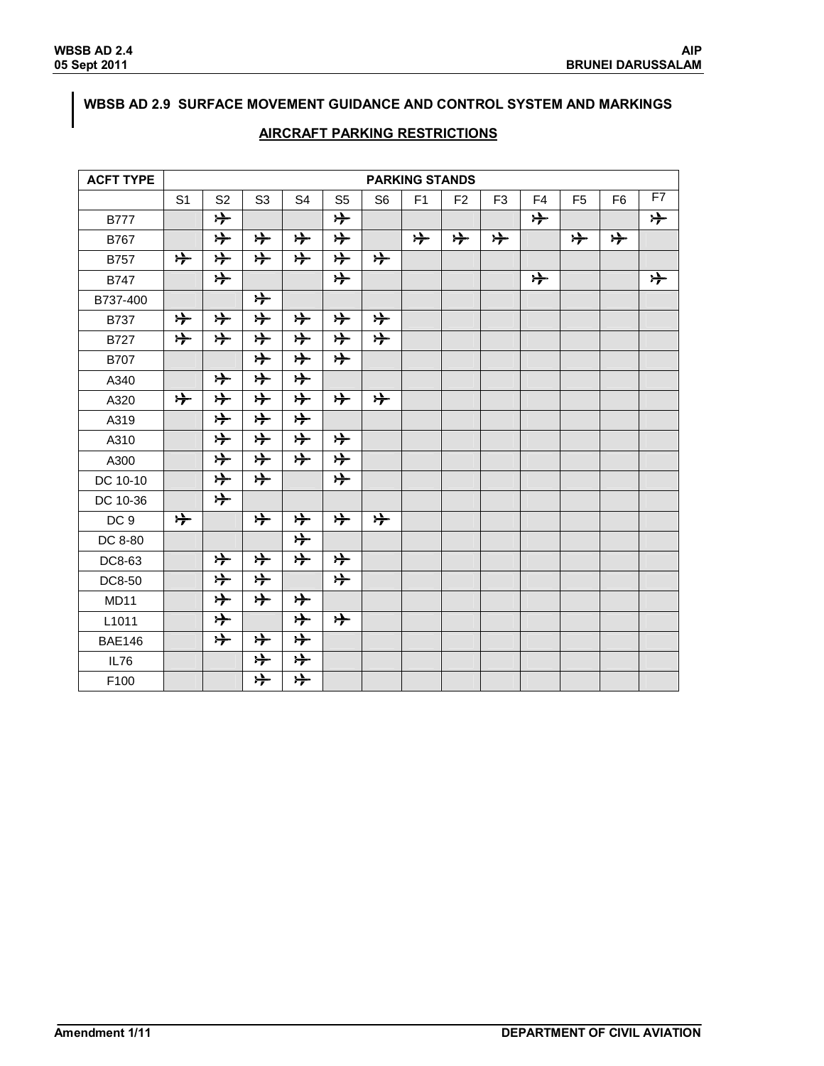## WBSB AD 2.9 SURFACE MOVEMENT GUIDANCE AND CONTROL SYSTEM AND MARKINGS

### AIRCRAFT PARKING RESTRICTIONS

| ACFT TYPE | PARKING STANDS | | | | | | | | | | | | |
|---|---|---|---|---|---|---|---|---|---|---|---|---|---|
| | S1 | S2 | S3 | S4 | S5 | S6 | F1 | F2 | F3 | F4 | F5 | F6 | F7 |
| B777 | | ✈ | | | ✈ | | | | | ✈ | | | ✈ |
| B767 | | ✈ | ✈ | ✈ | ✈ | | ✈ | ✈ | ✈ | | ✈ | ✈ | |
| B757 | ✈ | ✈ | ✈ | ✈ | ✈ | ✈ | | | | | | | |
| B747 | | ✈ | | | ✈ | | | | | ✈ | | | ✈ |
| B737-400 | | | ✈ | | | | | | | | | | |
| B737 | ✈ | ✈ | ✈ | ✈ | ✈ | ✈ | | | | | | | |
| B727 | ✈ | ✈ | ✈ | ✈ | ✈ | ✈ | | | | | | | |
| B707 | | | ✈ | ✈ | ✈ | | | | | | | | |
| A340 | | ✈ | ✈ | ✈ | | | | | | | | | |
| A320 | ✈ | ✈ | ✈ | ✈ | ✈ | ✈ | | | | | | | |
| A319 | | ✈ | ✈ | ✈ | | | | | | | | | |
| A310 | | ✈ | ✈ | ✈ | ✈ | | | | | | | | |
| A300 | | ✈ | ✈ | ✈ | ✈ | | | | | | | | |
| DC 10-10 | | ✈ | ✈ | | ✈ | | | | | | | | |
| DC 10-36 | | ✈ | | | | | | | | | | | |
| DC 9 | ✈ | | ✈ | ✈ | ✈ | ✈ | | | | | | | |
| DC 8-80 | | | | ✈ | | | | | | | | | |
| DC8-63 | | ✈ | ✈ | ✈ | ✈ | | | | | | | | |
| DC8-50 | | ✈ | ✈ | | ✈ | | | | | | | | |
| MD11 | | ✈ | ✈ | ✈ | | | | | | | | | |
| L1011 | | ✈ | | ✈ | ✈ | | | | | | | | |
| BAE146 | | ✈ | ✈ | ✈ | | | | | | | | | |
| IL76 | | | ✈ | ✈ | | | | | | | | | |
| F100 | | | ✈ | ✈ | | | | | | | | | |